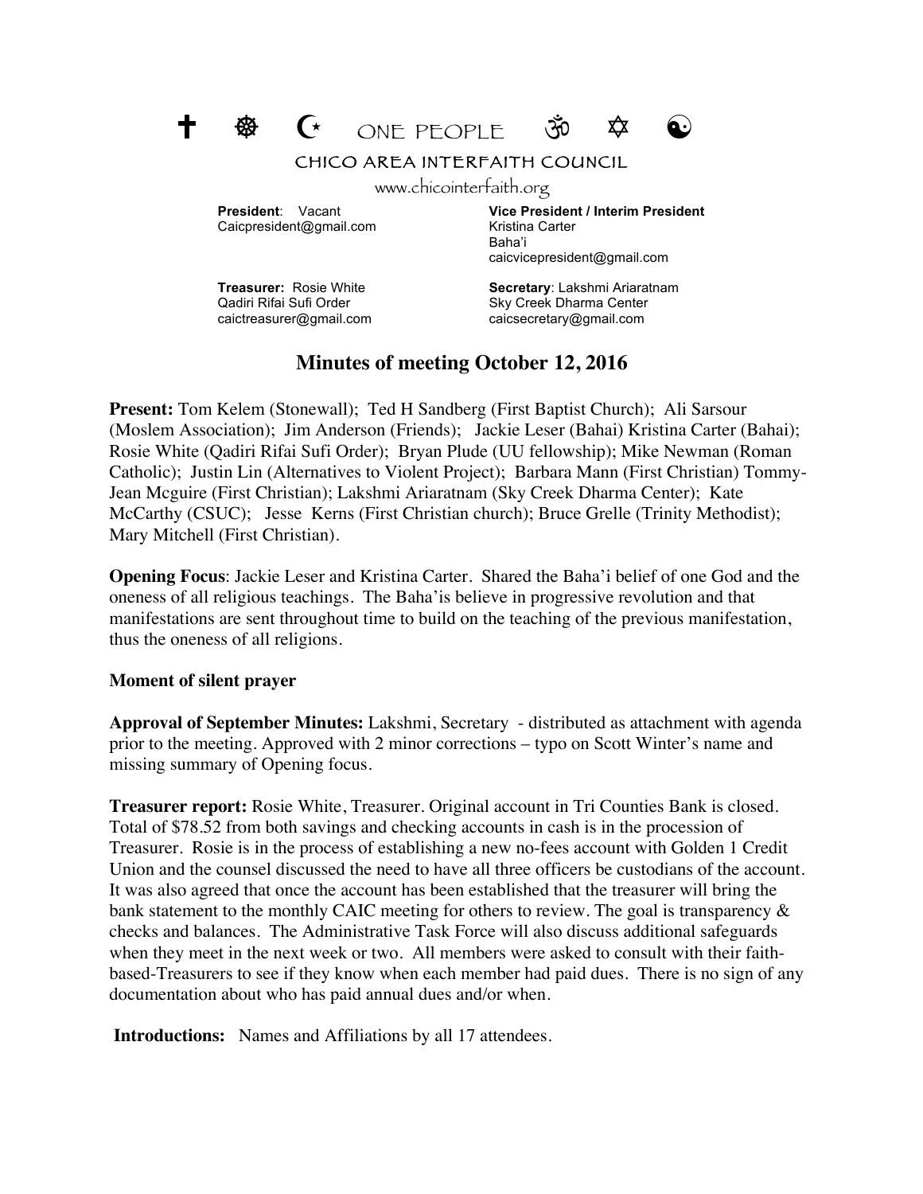✝ ☸ ☪ ONE PEOPLE ॐ ✡ ☯

CHICO AREA INTERFAITH COUNCIL

www.chicointerfaith.org

**President**: Vacant
Caicpresident@gmail.com

**Vice President / Interim President**
Kristina Carter
Baha'i
caicvicepresident@gmail.com

**Treasurer:** Rosie White
Qadiri Rifai Sufi Order
caictreasurer@gmail.com

**Secretary**: Lakshmi Ariaratnam
Sky Creek Dharma Center
caicsecretary@gmail.com

# Minutes of meeting October 12, 2016

**Present:** Tom Kelem (Stonewall); Ted H Sandberg (First Baptist Church); Ali Sarsour (Moslem Association); Jim Anderson (Friends); Jackie Leser (Bahai) Kristina Carter (Bahai); Rosie White (Qadiri Rifai Sufi Order); Bryan Plude (UU fellowship); Mike Newman (Roman Catholic); Justin Lin (Alternatives to Violent Project); Barbara Mann (First Christian) Tommy-Jean Mcguire (First Christian); Lakshmi Ariaratnam (Sky Creek Dharma Center); Kate McCarthy (CSUC); Jesse Kerns (First Christian church); Bruce Grelle (Trinity Methodist); Mary Mitchell (First Christian).

**Opening Focus**: Jackie Leser and Kristina Carter. Shared the Baha'i belief of one God and the oneness of all religious teachings. The Baha'is believe in progressive revolution and that manifestations are sent throughout time to build on the teaching of the previous manifestation, thus the oneness of all religions.

**Moment of silent prayer**

**Approval of September Minutes:** Lakshmi, Secretary - distributed as attachment with agenda prior to the meeting. Approved with 2 minor corrections – typo on Scott Winter's name and missing summary of Opening focus.

**Treasurer report:** Rosie White, Treasurer. Original account in Tri Counties Bank is closed. Total of $78.52 from both savings and checking accounts in cash is in the procession of Treasurer. Rosie is in the process of establishing a new no-fees account with Golden 1 Credit Union and the counsel discussed the need to have all three officers be custodians of the account. It was also agreed that once the account has been established that the treasurer will bring the bank statement to the monthly CAIC meeting for others to review. The goal is transparency & checks and balances. The Administrative Task Force will also discuss additional safeguards when they meet in the next week or two. All members were asked to consult with their faith-based-Treasurers to see if they know when each member had paid dues. There is no sign of any documentation about who has paid annual dues and/or when.

**Introductions:** Names and Affiliations by all 17 attendees.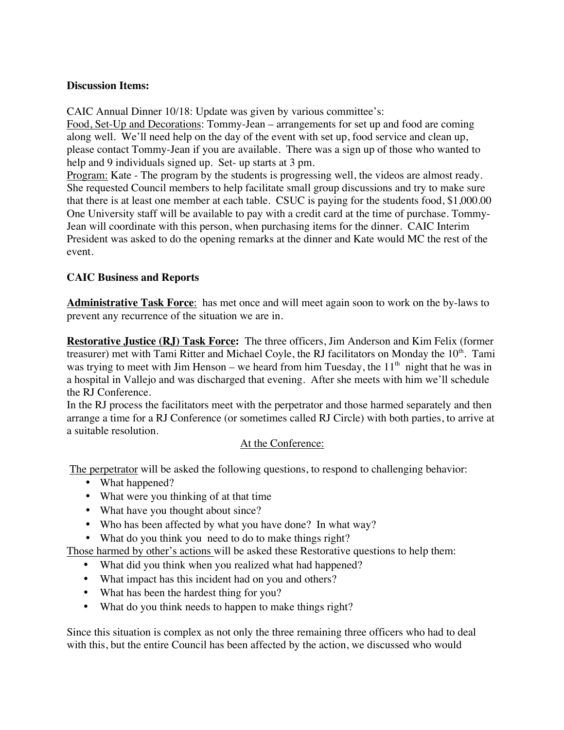**Discussion Items:**

CAIC Annual Dinner 10/18: Update was given by various committee's:
<u>Food, Set-Up and Decorations</u>: Tommy-Jean – arrangements for set up and food are coming along well. We'll need help on the day of the event with set up, food service and clean up, please contact Tommy-Jean if you are available. There was a sign up of those who wanted to help and 9 individuals signed up. Set- up starts at 3 pm.
<u>Program:</u> Kate - The program by the students is progressing well, the videos are almost ready. She requested Council members to help facilitate small group discussions and try to make sure that there is at least one member at each table. CSUC is paying for the students food, $1,000.00 One University staff will be available to pay with a credit card at the time of purchase. Tommy-Jean will coordinate with this person, when purchasing items for the dinner. CAIC Interim President was asked to do the opening remarks at the dinner and Kate would MC the rest of the event.

**CAIC Business and Reports**

**<u>Administrative Task Force</u>**: has met once and will meet again soon to work on the by-laws to prevent any recurrence of the situation we are in.

**<u>Restorative Justice (RJ) Task Force:</u>** The three officers, Jim Anderson and Kim Felix (former treasurer) met with Tami Ritter and Michael Coyle, the RJ facilitators on Monday the 10th. Tami was trying to meet with Jim Henson – we heard from him Tuesday, the 11th night that he was in a hospital in Vallejo and was discharged that evening. After she meets with him we'll schedule the RJ Conference.
In the RJ process the facilitators meet with the perpetrator and those harmed separately and then arrange a time for a RJ Conference (or sometimes called RJ Circle) with both parties, to arrive at a suitable resolution.

<u>At the Conference:</u>

<u>The perpetrator</u> will be asked the following questions, to respond to challenging behavior:

- What happened?
- What were you thinking of at that time
- What have you thought about since?
- Who has been affected by what you have done? In what way?
- What do you think you need to do to make things right?

<u>Those harmed by other's actions</u> will be asked these Restorative questions to help them:

- What did you think when you realized what had happened?
- What impact has this incident had on you and others?
- What has been the hardest thing for you?
- What do you think needs to happen to make things right?

Since this situation is complex as not only the three remaining three officers who had to deal with this, but the entire Council has been affected by the action, we discussed who would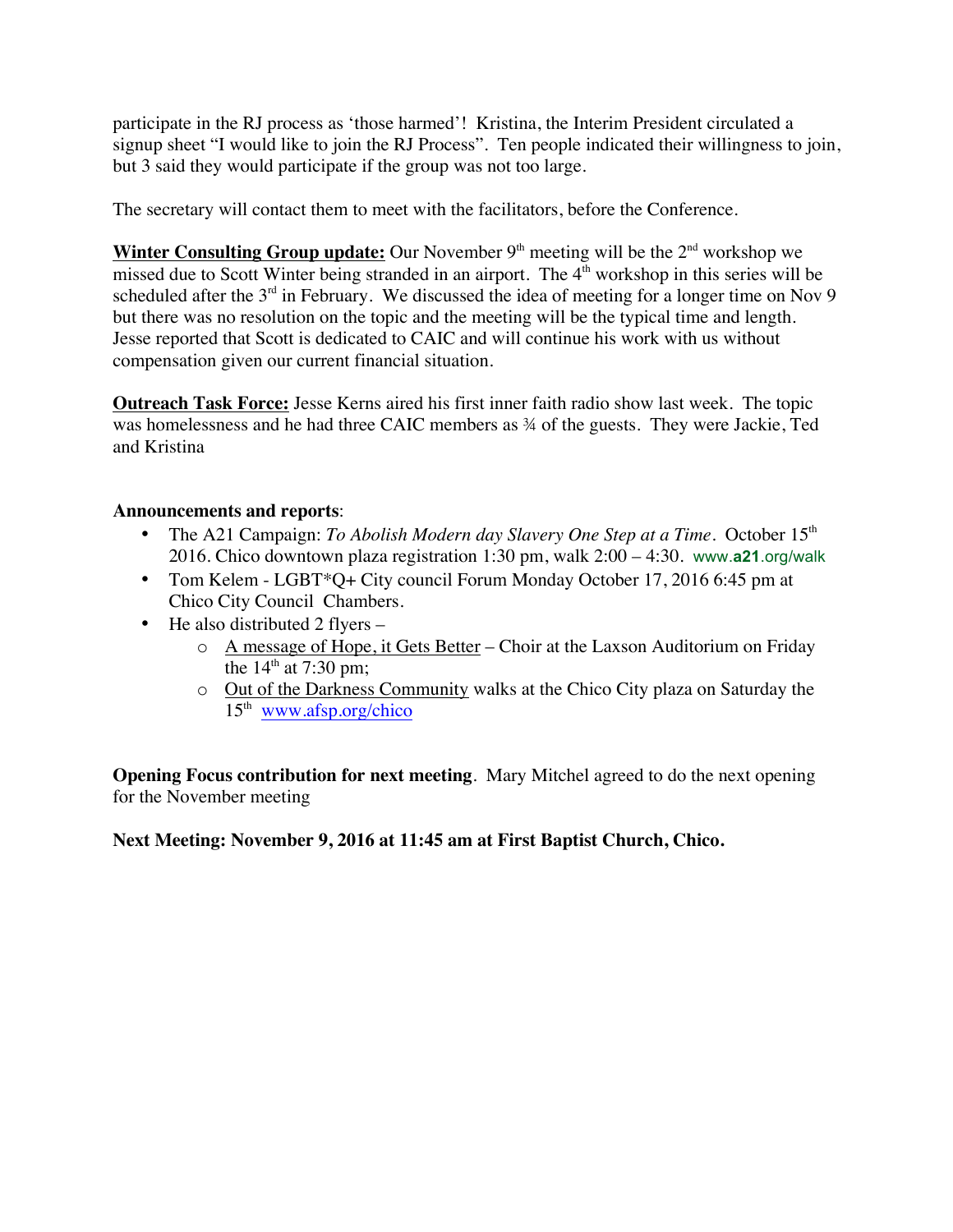participate in the RJ process as 'those harmed'! Kristina, the Interim President circulated a signup sheet "I would like to join the RJ Process". Ten people indicated their willingness to join, but 3 said they would participate if the group was not too large.

The secretary will contact them to meet with the facilitators, before the Conference.

**<u>Winter Consulting Group update:</u>** Our November 9th meeting will be the 2nd workshop we missed due to Scott Winter being stranded in an airport. The 4th workshop in this series will be scheduled after the 3rd in February. We discussed the idea of meeting for a longer time on Nov 9 but there was no resolution on the topic and the meeting will be the typical time and length. Jesse reported that Scott is dedicated to CAIC and will continue his work with us without compensation given our current financial situation.

**<u>Outreach Task Force:</u>** Jesse Kerns aired his first inner faith radio show last week. The topic was homelessness and he had three CAIC members as ¾ of the guests. They were Jackie, Ted and Kristina

**Announcements and reports**:

- The A21 Campaign: *To Abolish Modern day Slavery One Step at a Time*. October 15th 2016. Chico downtown plaza registration 1:30 pm, walk 2:00 – 4:30. www.**a21**.org/walk
- Tom Kelem - LGBT*Q+ City council Forum Monday October 17, 2016 6:45 pm at Chico City Council Chambers.
- He also distributed 2 flyers –
  - <u>A message of Hope, it Gets Better</u> – Choir at the Laxson Auditorium on Friday the 14th at 7:30 pm;
  - <u>Out of the Darkness Community</u> walks at the Chico City plaza on Saturday the 15th www.afsp.org/chico

**Opening Focus contribution for next meeting**. Mary Mitchel agreed to do the next opening for the November meeting

**Next Meeting: November 9, 2016 at 11:45 am at First Baptist Church, Chico.**